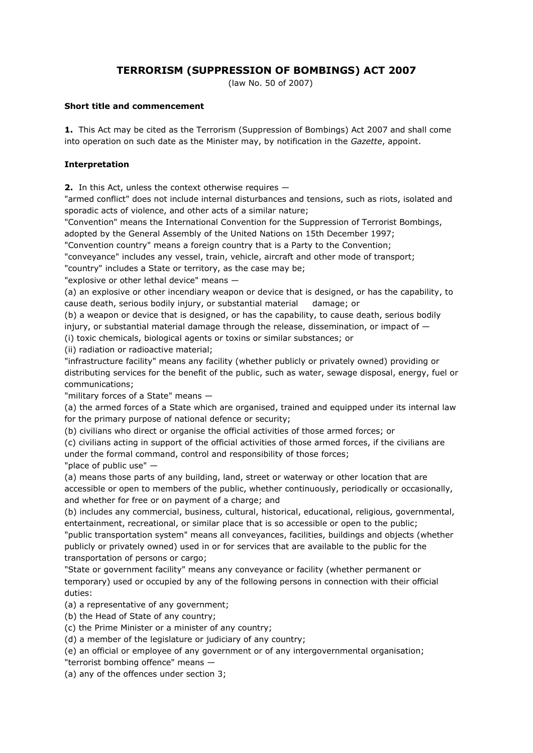# TERRORISM (SUPPRESSION OF BOMBINGS) ACT 2007

(law No. 50 of 2007)

**Short title and commencement**

**1.** This Act may be cited as the Terrorism (Suppression of Bombings) Act 2007 and shall come into operation on such date as the Minister may, by notification in the *Gazette*, appoint.

**Interpretation**

**2.** In this Act, unless the context otherwise requires —

"armed conflict" does not include internal disturbances and tensions, such as riots, isolated and sporadic acts of violence, and other acts of a similar nature;

"Convention" means the International Convention for the Suppression of Terrorist Bombings, adopted by the General Assembly of the United Nations on 15th December 1997;

"Convention country" means a foreign country that is a Party to the Convention;

"conveyance" includes any vessel, train, vehicle, aircraft and other mode of transport;

"country" includes a State or territory, as the case may be;

"explosive or other lethal device" means —

(a) an explosive or other incendiary weapon or device that is designed, or has the capability, to cause death, serious bodily injury, or substantial material damage; or

(b) a weapon or device that is designed, or has the capability, to cause death, serious bodily injury, or substantial material damage through the release, dissemination, or impact of —

(i) toxic chemicals, biological agents or toxins or similar substances; or

(ii) radiation or radioactive material;

"infrastructure facility" means any facility (whether publicly or privately owned) providing or distributing services for the benefit of the public, such as water, sewage disposal, energy, fuel or communications;

"military forces of a State" means —

(a) the armed forces of a State which are organised, trained and equipped under its internal law for the primary purpose of national defence or security;

(b) civilians who direct or organise the official activities of those armed forces; or

(c) civilians acting in support of the official activities of those armed forces, if the civilians are under the formal command, control and responsibility of those forces;

"place of public use" —

(a) means those parts of any building, land, street or waterway or other location that are accessible or open to members of the public, whether continuously, periodically or occasionally, and whether for free or on payment of a charge; and

(b) includes any commercial, business, cultural, historical, educational, religious, governmental, entertainment, recreational, or similar place that is so accessible or open to the public;

"public transportation system" means all conveyances, facilities, buildings and objects (whether publicly or privately owned) used in or for services that are available to the public for the transportation of persons or cargo;

"State or government facility" means any conveyance or facility (whether permanent or temporary) used or occupied by any of the following persons in connection with their official duties:

(a) a representative of any government;

(b) the Head of State of any country;

(c) the Prime Minister or a minister of any country;

(d) a member of the legislature or judiciary of any country;

(e) an official or employee of any government or of any intergovernmental organisation;

"terrorist bombing offence" means —

(a) any of the offences under section 3;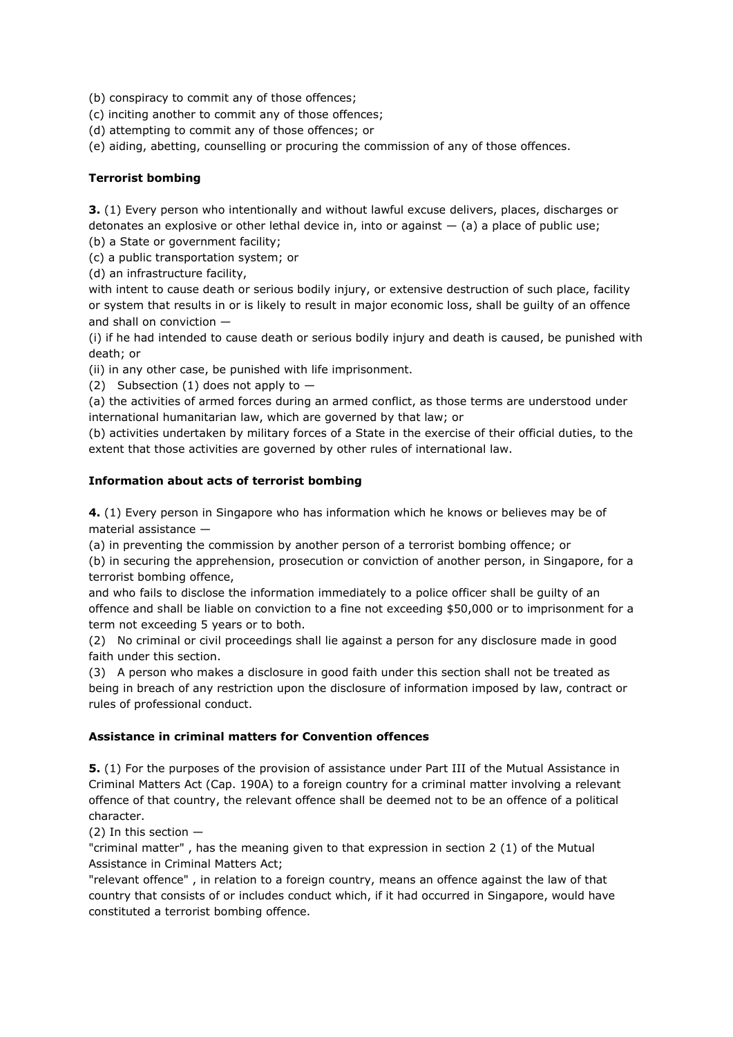(b) conspiracy to commit any of those offences;
(c) inciting another to commit any of those offences;
(d) attempting to commit any of those offences; or
(e) aiding, abetting, counselling or procuring the commission of any of those offences.

**Terrorist bombing**

**3.** (1) Every person who intentionally and without lawful excuse delivers, places, discharges or detonates an explosive or other lethal device in, into or against — (a) a place of public use;
(b) a State or government facility;
(c) a public transportation system; or
(d) an infrastructure facility,
with intent to cause death or serious bodily injury, or extensive destruction of such place, facility or system that results in or is likely to result in major economic loss, shall be guilty of an offence and shall on conviction —
(i) if he had intended to cause death or serious bodily injury and death is caused, be punished with death; or
(ii) in any other case, be punished with life imprisonment.
(2) Subsection (1) does not apply to —
(a) the activities of armed forces during an armed conflict, as those terms are understood under international humanitarian law, which are governed by that law; or
(b) activities undertaken by military forces of a State in the exercise of their official duties, to the extent that those activities are governed by other rules of international law.

**Information about acts of terrorist bombing**

**4.** (1) Every person in Singapore who has information which he knows or believes may be of material assistance —
(a) in preventing the commission by another person of a terrorist bombing offence; or
(b) in securing the apprehension, prosecution or conviction of another person, in Singapore, for a terrorist bombing offence,
and who fails to disclose the information immediately to a police officer shall be guilty of an offence and shall be liable on conviction to a fine not exceeding $50,000 or to imprisonment for a term not exceeding 5 years or to both.
(2) No criminal or civil proceedings shall lie against a person for any disclosure made in good faith under this section.
(3) A person who makes a disclosure in good faith under this section shall not be treated as being in breach of any restriction upon the disclosure of information imposed by law, contract or rules of professional conduct.

**Assistance in criminal matters for Convention offences**

**5.** (1) For the purposes of the provision of assistance under Part III of the Mutual Assistance in Criminal Matters Act (Cap. 190A) to a foreign country for a criminal matter involving a relevant offence of that country, the relevant offence shall be deemed not to be an offence of a political character.
(2) In this section —
"criminal matter" , has the meaning given to that expression in section 2 (1) of the Mutual Assistance in Criminal Matters Act;
"relevant offence" , in relation to a foreign country, means an offence against the law of that country that consists of or includes conduct which, if it had occurred in Singapore, would have constituted a terrorist bombing offence.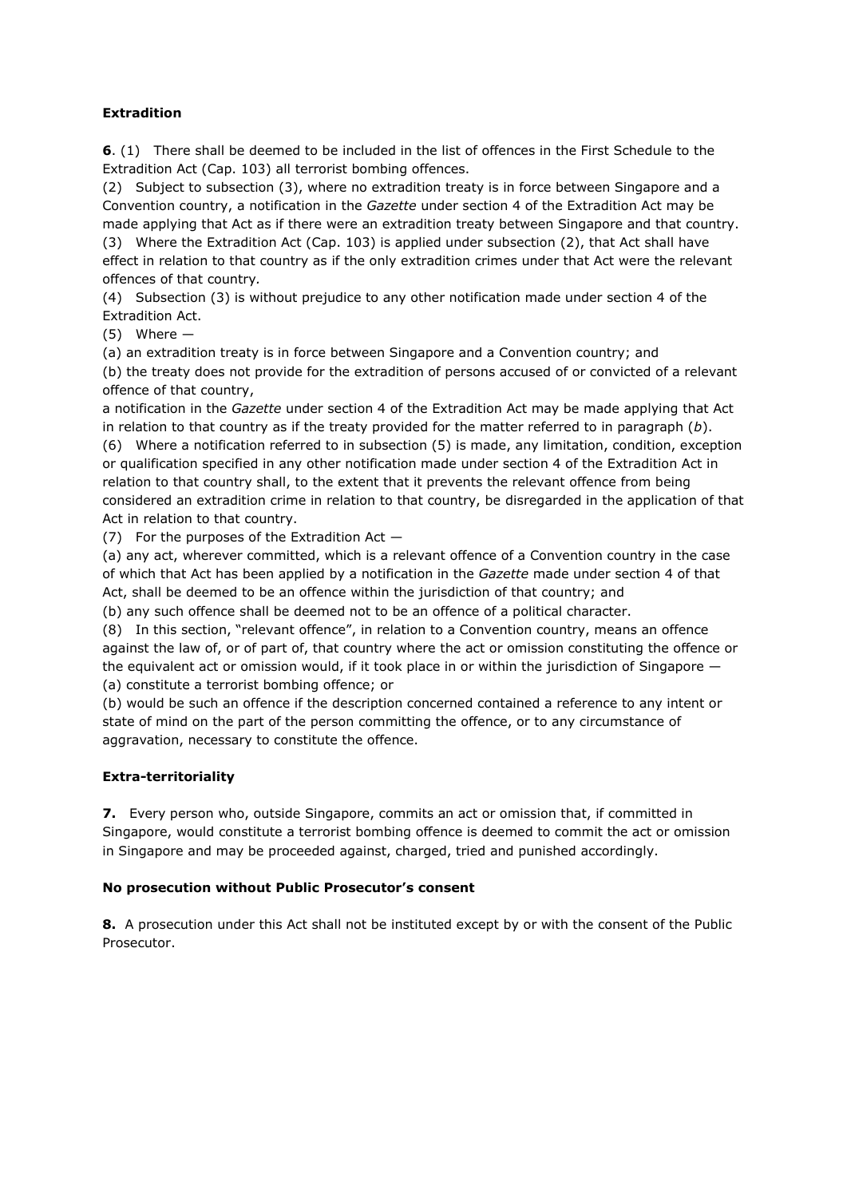**Extradition**

**6**. (1) There shall be deemed to be included in the list of offences in the First Schedule to the Extradition Act (Cap. 103) all terrorist bombing offences.

(2) Subject to subsection (3), where no extradition treaty is in force between Singapore and a Convention country, a notification in the *Gazette* under section 4 of the Extradition Act may be made applying that Act as if there were an extradition treaty between Singapore and that country.

(3) Where the Extradition Act (Cap. 103) is applied under subsection (2), that Act shall have effect in relation to that country as if the only extradition crimes under that Act were the relevant offences of that country.

(4) Subsection (3) is without prejudice to any other notification made under section 4 of the Extradition Act.

(5) Where —

(a) an extradition treaty is in force between Singapore and a Convention country; and

(b) the treaty does not provide for the extradition of persons accused of or convicted of a relevant offence of that country,

a notification in the *Gazette* under section 4 of the Extradition Act may be made applying that Act in relation to that country as if the treaty provided for the matter referred to in paragraph (*b*).

(6) Where a notification referred to in subsection (5) is made, any limitation, condition, exception or qualification specified in any other notification made under section 4 of the Extradition Act in relation to that country shall, to the extent that it prevents the relevant offence from being considered an extradition crime in relation to that country, be disregarded in the application of that Act in relation to that country.

(7) For the purposes of the Extradition Act —

(a) any act, wherever committed, which is a relevant offence of a Convention country in the case of which that Act has been applied by a notification in the *Gazette* made under section 4 of that Act, shall be deemed to be an offence within the jurisdiction of that country; and

(b) any such offence shall be deemed not to be an offence of a political character.

(8) In this section, "relevant offence", in relation to a Convention country, means an offence against the law of, or of part of, that country where the act or omission constituting the offence or the equivalent act or omission would, if it took place in or within the jurisdiction of Singapore —

(a) constitute a terrorist bombing offence; or

(b) would be such an offence if the description concerned contained a reference to any intent or state of mind on the part of the person committing the offence, or to any circumstance of aggravation, necessary to constitute the offence.

**Extra-territoriality**

**7.** Every person who, outside Singapore, commits an act or omission that, if committed in Singapore, would constitute a terrorist bombing offence is deemed to commit the act or omission in Singapore and may be proceeded against, charged, tried and punished accordingly.

**No prosecution without Public Prosecutor's consent**

**8.** A prosecution under this Act shall not be instituted except by or with the consent of the Public Prosecutor.